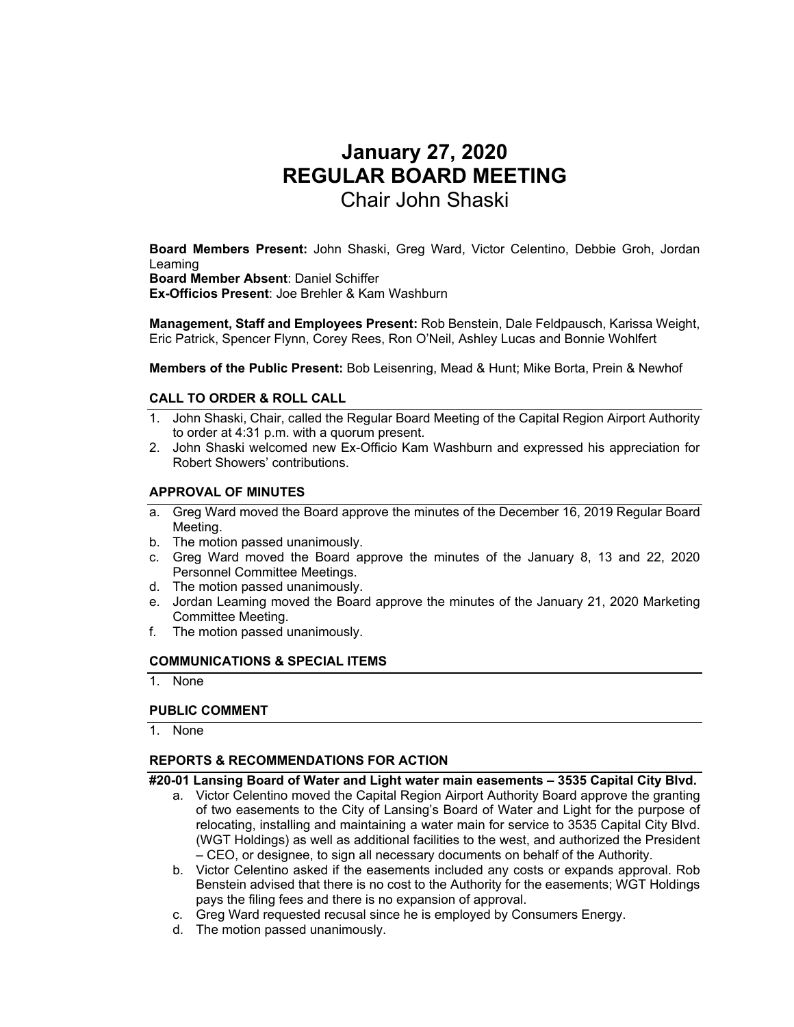# January 27, 2020
# REGULAR BOARD MEETING
## Chair John Shaski

**Board Members Present:** John Shaski, Greg Ward, Victor Celentino, Debbie Groh, Jordan Leaming
**Board Member Absent**: Daniel Schiffer
**Ex-Officios Present**: Joe Brehler & Kam Washburn

**Management, Staff and Employees Present:** Rob Benstein, Dale Feldpausch, Karissa Weight, Eric Patrick, Spencer Flynn, Corey Rees, Ron O'Neil, Ashley Lucas and Bonnie Wohlfert

**Members of the Public Present:** Bob Leisenring, Mead & Hunt; Mike Borta, Prein & Newhof

### CALL TO ORDER & ROLL CALL

1. John Shaski, Chair, called the Regular Board Meeting of the Capital Region Airport Authority to order at 4:31 p.m. with a quorum present.
2. John Shaski welcomed new Ex-Officio Kam Washburn and expressed his appreciation for Robert Showers' contributions.

### APPROVAL OF MINUTES

a. Greg Ward moved the Board approve the minutes of the December 16, 2019 Regular Board Meeting.
b. The motion passed unanimously.
c. Greg Ward moved the Board approve the minutes of the January 8, 13 and 22, 2020 Personnel Committee Meetings.
d. The motion passed unanimously.
e. Jordan Leaming moved the Board approve the minutes of the January 21, 2020 Marketing Committee Meeting.
f. The motion passed unanimously.

### COMMUNICATIONS & SPECIAL ITEMS

1. None

### PUBLIC COMMENT

1. None

### REPORTS & RECOMMENDATIONS FOR ACTION

**#20-01 Lansing Board of Water and Light water main easements – 3535 Capital City Blvd.**

a. Victor Celentino moved the Capital Region Airport Authority Board approve the granting of two easements to the City of Lansing's Board of Water and Light for the purpose of relocating, installing and maintaining a water main for service to 3535 Capital City Blvd. (WGT Holdings) as well as additional facilities to the west, and authorized the President – CEO, or designee, to sign all necessary documents on behalf of the Authority.
b. Victor Celentino asked if the easements included any costs or expands approval. Rob Benstein advised that there is no cost to the Authority for the easements; WGT Holdings pays the filing fees and there is no expansion of approval.
c. Greg Ward requested recusal since he is employed by Consumers Energy.
d. The motion passed unanimously.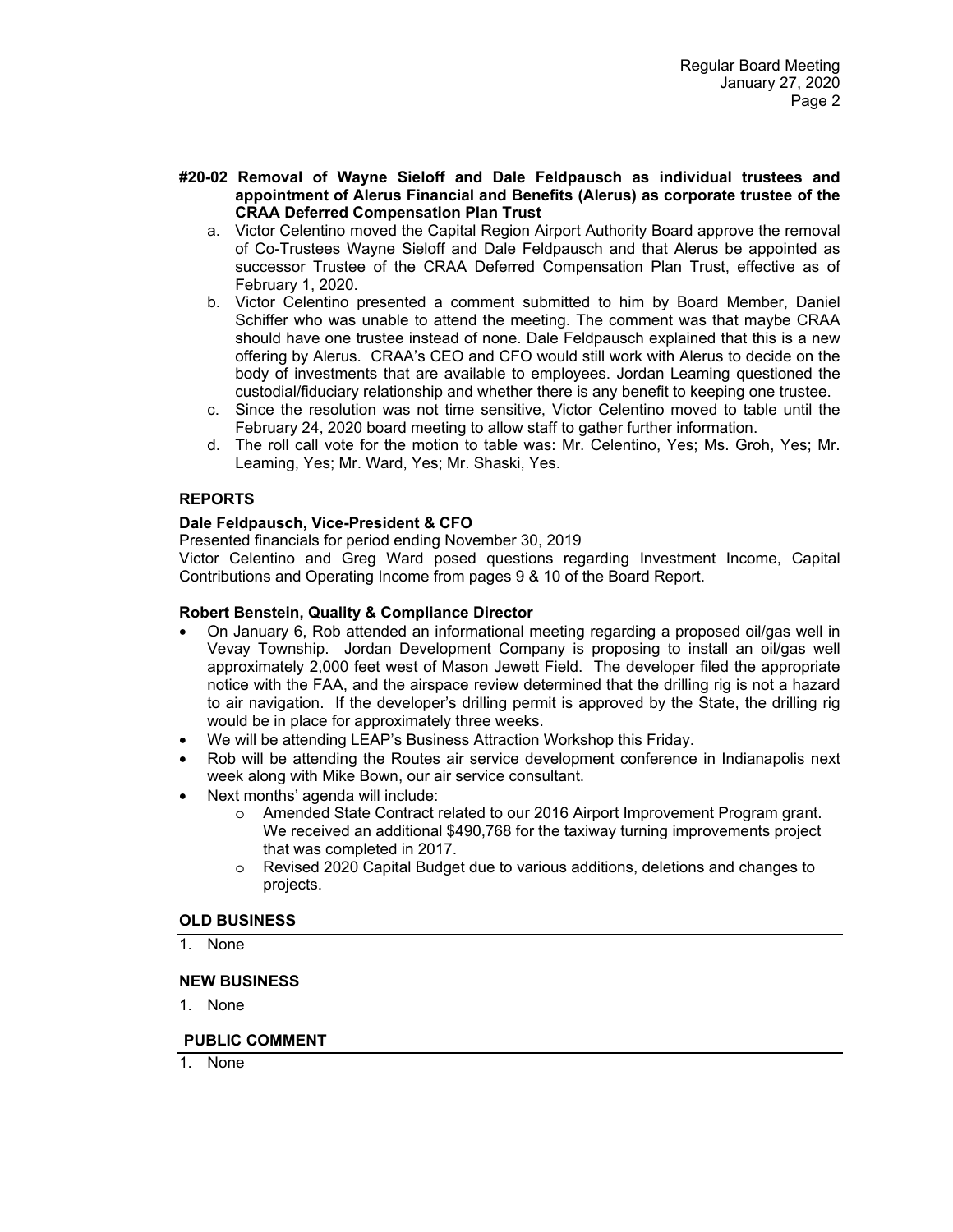**#20-02 Removal of Wayne Sieloff and Dale Feldpausch as individual trustees and appointment of Alerus Financial and Benefits (Alerus) as corporate trustee of the CRAA Deferred Compensation Plan Trust**

a. Victor Celentino moved the Capital Region Airport Authority Board approve the removal of Co-Trustees Wayne Sieloff and Dale Feldpausch and that Alerus be appointed as successor Trustee of the CRAA Deferred Compensation Plan Trust, effective as of February 1, 2020.

b. Victor Celentino presented a comment submitted to him by Board Member, Daniel Schiffer who was unable to attend the meeting. The comment was that maybe CRAA should have one trustee instead of none. Dale Feldpausch explained that this is a new offering by Alerus. CRAA's CEO and CFO would still work with Alerus to decide on the body of investments that are available to employees. Jordan Leaming questioned the custodial/fiduciary relationship and whether there is any benefit to keeping one trustee.

c. Since the resolution was not time sensitive, Victor Celentino moved to table until the February 24, 2020 board meeting to allow staff to gather further information.

d. The roll call vote for the motion to table was: Mr. Celentino, Yes; Ms. Groh, Yes; Mr. Leaming, Yes; Mr. Ward, Yes; Mr. Shaski, Yes.

## REPORTS

**Dale Feldpausch, Vice-President & CFO**

Presented financials for period ending November 30, 2019

Victor Celentino and Greg Ward posed questions regarding Investment Income, Capital Contributions and Operating Income from pages 9 & 10 of the Board Report.

**Robert Benstein, Quality & Compliance Director**

- On January 6, Rob attended an informational meeting regarding a proposed oil/gas well in Vevay Township. Jordan Development Company is proposing to install an oil/gas well approximately 2,000 feet west of Mason Jewett Field. The developer filed the appropriate notice with the FAA, and the airspace review determined that the drilling rig is not a hazard to air navigation. If the developer's drilling permit is approved by the State, the drilling rig would be in place for approximately three weeks.
- We will be attending LEAP's Business Attraction Workshop this Friday.
- Rob will be attending the Routes air service development conference in Indianapolis next week along with Mike Bown, our air service consultant.
- Next months' agenda will include:
  - Amended State Contract related to our 2016 Airport Improvement Program grant. We received an additional $490,768 for the taxiway turning improvements project that was completed in 2017.
  - Revised 2020 Capital Budget due to various additions, deletions and changes to projects.

## OLD BUSINESS

1. None

## NEW BUSINESS

1. None

## PUBLIC COMMENT

1. None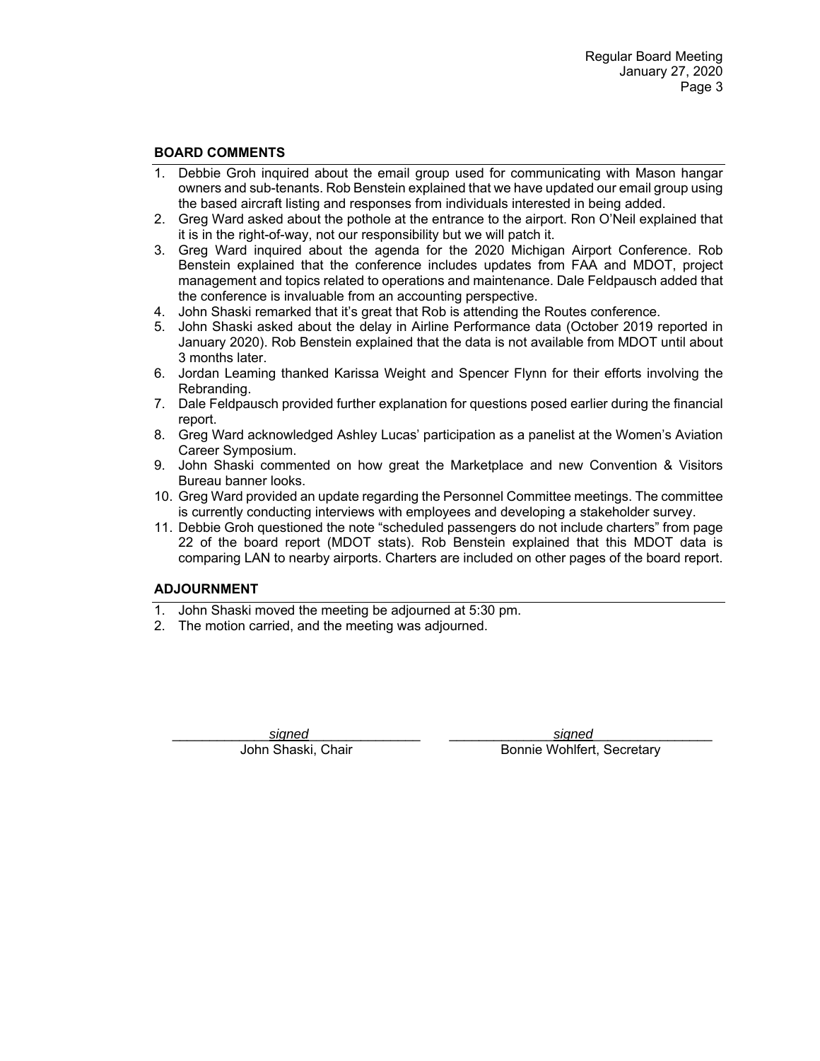## BOARD COMMENTS

1. Debbie Groh inquired about the email group used for communicating with Mason hangar owners and sub-tenants. Rob Benstein explained that we have updated our email group using the based aircraft listing and responses from individuals interested in being added.
2. Greg Ward asked about the pothole at the entrance to the airport. Ron O'Neil explained that it is in the right-of-way, not our responsibility but we will patch it.
3. Greg Ward inquired about the agenda for the 2020 Michigan Airport Conference. Rob Benstein explained that the conference includes updates from FAA and MDOT, project management and topics related to operations and maintenance. Dale Feldpausch added that the conference is invaluable from an accounting perspective.
4. John Shaski remarked that it's great that Rob is attending the Routes conference.
5. John Shaski asked about the delay in Airline Performance data (October 2019 reported in January 2020). Rob Benstein explained that the data is not available from MDOT until about 3 months later.
6. Jordan Leaming thanked Karissa Weight and Spencer Flynn for their efforts involving the Rebranding.
7. Dale Feldpausch provided further explanation for questions posed earlier during the financial report.
8. Greg Ward acknowledged Ashley Lucas' participation as a panelist at the Women's Aviation Career Symposium.
9. John Shaski commented on how great the Marketplace and new Convention & Visitors Bureau banner looks.
10. Greg Ward provided an update regarding the Personnel Committee meetings. The committee is currently conducting interviews with employees and developing a stakeholder survey.
11. Debbie Groh questioned the note "scheduled passengers do not include charters" from page 22 of the board report (MDOT stats). Rob Benstein explained that this MDOT data is comparing LAN to nearby airports. Charters are included on other pages of the board report.

## ADJOURNMENT

1. John Shaski moved the meeting be adjourned at 5:30 pm.
2. The motion carried, and the meeting was adjourned.

*signed*
John Shaski, Chair

*signed*
Bonnie Wohlfert, Secretary